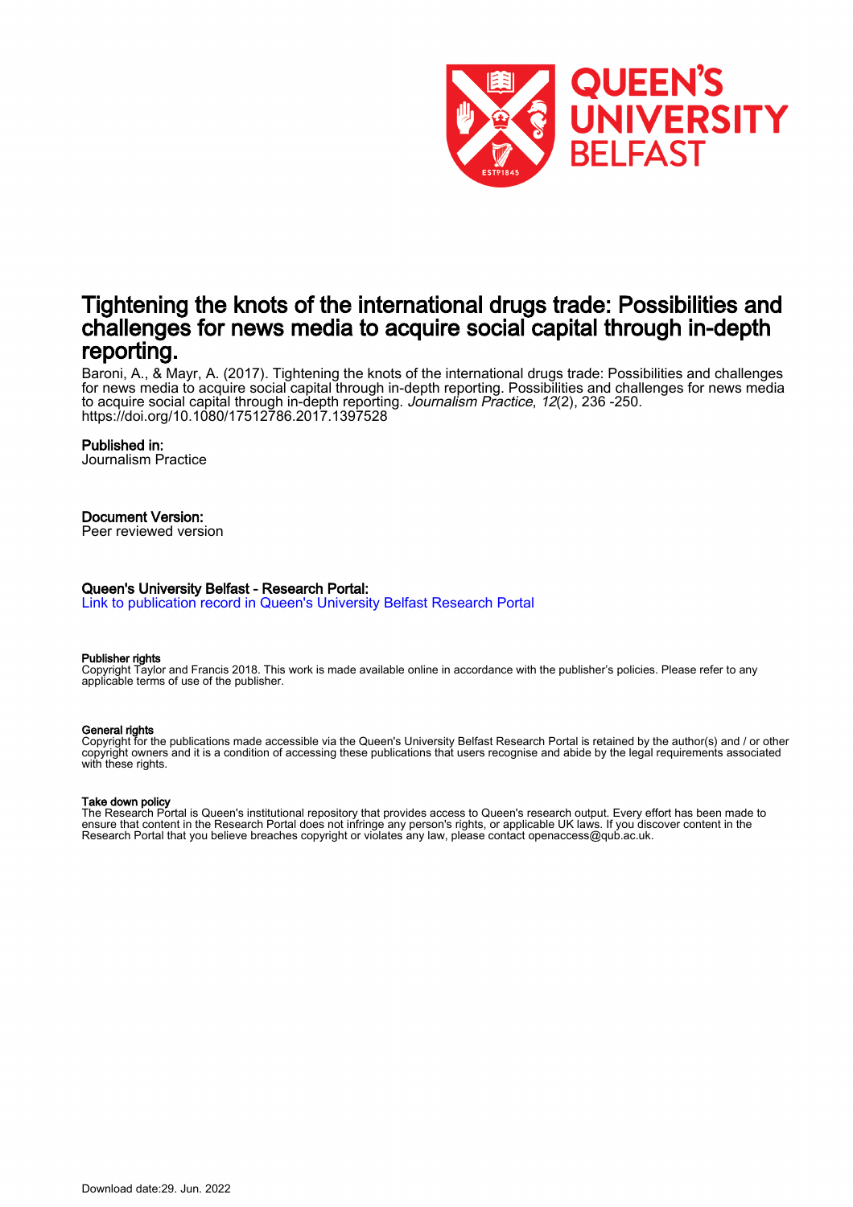# Tightening the knots of the international drugs trade: Possibilities and challenges for news media to acquire social capital through in-depth reporting.

Baroni, A., & Mayr, A. (2017). Tightening the knots of the international drugs trade: Possibilities and challenges for news media to acquire social capital through in-depth reporting. Possibilities and challenges for news media to acquire social capital through in-depth reporting. *Journalism Practice*, *12*(2), 236 -250. https://doi.org/10.1080/17512786.2017.1397528

## Published in:

Journalism Practice

## Document Version:

Peer reviewed version

## Queen's University Belfast - Research Portal:

Link to publication record in Queen's University Belfast Research Portal

#### Publisher rights

Copyright Taylor and Francis 2018. This work is made available online in accordance with the publisher's policies. Please refer to any applicable terms of use of the publisher.

#### General rights

Copyright for the publications made accessible via the Queen's University Belfast Research Portal is retained by the author(s) and / or other copyright owners and it is a condition of accessing these publications that users recognise and abide by the legal requirements associated with these rights.

#### Take down policy

The Research Portal is Queen's institutional repository that provides access to Queen's research output. Every effort has been made to ensure that content in the Research Portal does not infringe any person's rights, or applicable UK laws. If you discover content in the Research Portal that you believe breaches copyright or violates any law, please contact openaccess@qub.ac.uk.

Download date:29. Jun. 2022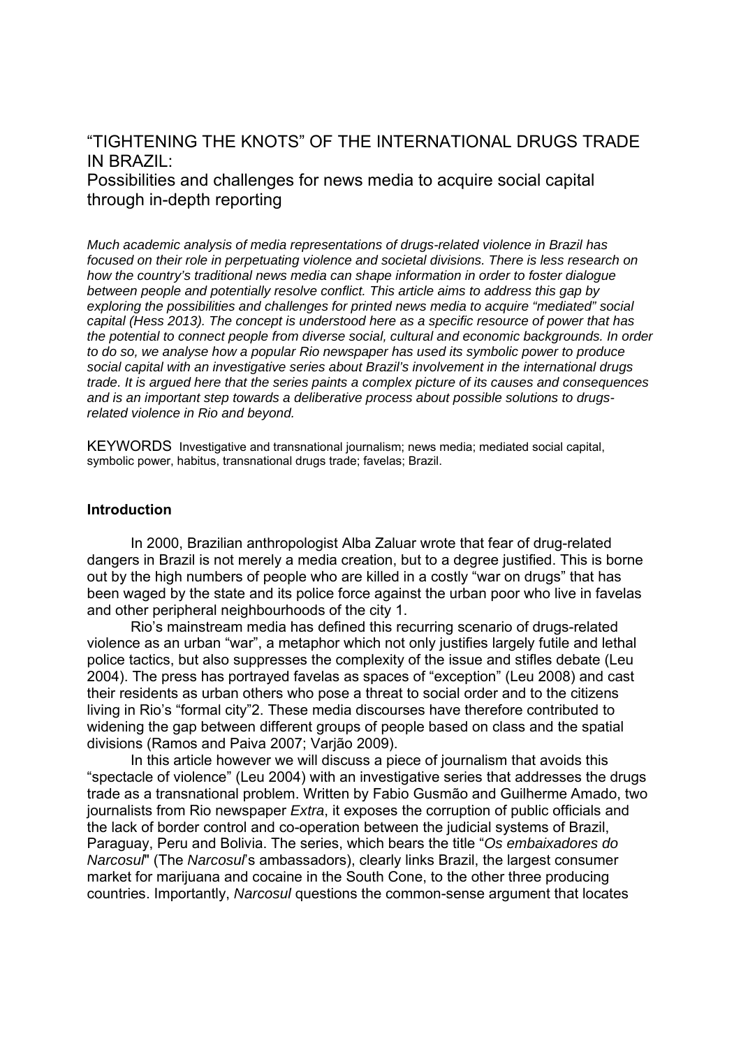# "TIGHTENING THE KNOTS" OF THE INTERNATIONAL DRUGS TRADE IN BRAZIL:

## Possibilities and challenges for news media to acquire social capital through in-depth reporting

*Much academic analysis of media representations of drugs-related violence in Brazil has focused on their role in perpetuating violence and societal divisions. There is less research on how the country's traditional news media can shape information in order to foster dialogue between people and potentially resolve conflict. This article aims to address this gap by exploring the possibilities and challenges for printed news media to acquire "mediated" social capital (Hess 2013). The concept is understood here as a specific resource of power that has the potential to connect people from diverse social, cultural and economic backgrounds. In order to do so, we analyse how a popular Rio newspaper has used its symbolic power to produce social capital with an investigative series about Brazil's involvement in the international drugs trade. It is argued here that the series paints a complex picture of its causes and consequences and is an important step towards a deliberative process about possible solutions to drugs-related violence in Rio and beyond.*

KEYWORDS Investigative and transnational journalism; news media; mediated social capital, symbolic power, habitus, transnational drugs trade; favelas; Brazil.

### Introduction

In 2000, Brazilian anthropologist Alba Zaluar wrote that fear of drug-related dangers in Brazil is not merely a media creation, but to a degree justified. This is borne out by the high numbers of people who are killed in a costly "war on drugs" that has been waged by the state and its police force against the urban poor who live in favelas and other peripheral neighbourhoods of the city [1].

Rio's mainstream media has defined this recurring scenario of drugs-related violence as an urban "war", a metaphor which not only justifies largely futile and lethal police tactics, but also suppresses the complexity of the issue and stifles debate (Leu 2004). The press has portrayed favelas as spaces of "exception" (Leu 2008) and cast their residents as urban others who pose a threat to social order and to the citizens living in Rio's "formal city"[2]. These media discourses have therefore contributed to widening the gap between different groups of people based on class and the spatial divisions (Ramos and Paiva 2007; Varjão 2009).

In this article however we will discuss a piece of journalism that avoids this "spectacle of violence" (Leu 2004) with an investigative series that addresses the drugs trade as a transnational problem. Written by Fabio Gusmão and Guilherme Amado, two journalists from Rio newspaper *Extra*, it exposes the corruption of public officials and the lack of border control and co-operation between the judicial systems of Brazil, Paraguay, Peru and Bolivia. The series, which bears the title "*Os embaixadores do Narcosul*" (The *Narcosul*'s ambassadors), clearly links Brazil, the largest consumer market for marijuana and cocaine in the South Cone, to the other three producing countries. Importantly, *Narcosul* questions the common-sense argument that locates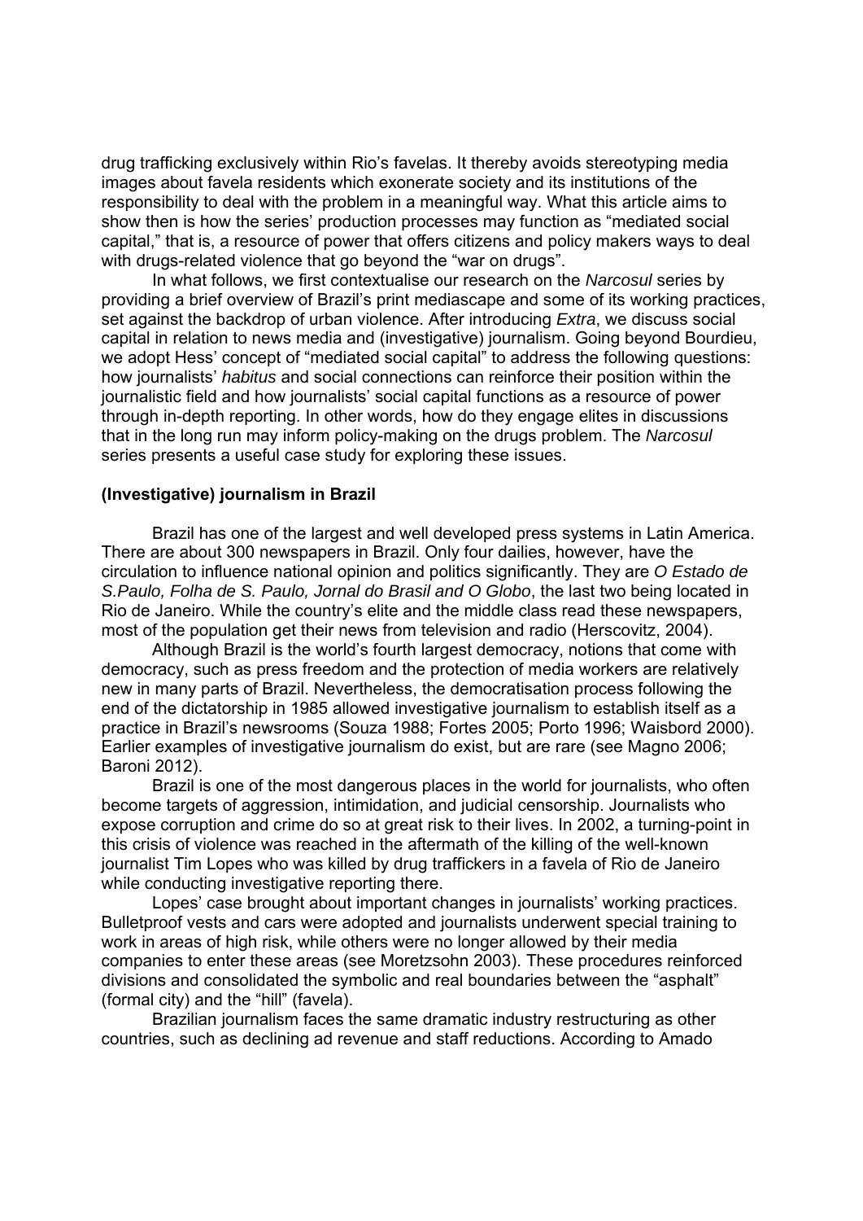drug trafficking exclusively within Rio's favelas. It thereby avoids stereotyping media images about favela residents which exonerate society and its institutions of the responsibility to deal with the problem in a meaningful way. What this article aims to show then is how the series' production processes may function as "mediated social capital," that is, a resource of power that offers citizens and policy makers ways to deal with drugs-related violence that go beyond the "war on drugs".

In what follows, we first contextualise our research on the *Narcosul* series by providing a brief overview of Brazil's print mediascape and some of its working practices, set against the backdrop of urban violence. After introducing *Extra*, we discuss social capital in relation to news media and (investigative) journalism. Going beyond Bourdieu, we adopt Hess' concept of "mediated social capital" to address the following questions: how journalists' *habitus* and social connections can reinforce their position within the journalistic field and how journalists' social capital functions as a resource of power through in-depth reporting. In other words, how do they engage elites in discussions that in the long run may inform policy-making on the drugs problem. The *Narcosul* series presents a useful case study for exploring these issues.

## (Investigative) journalism in Brazil

Brazil has one of the largest and well developed press systems in Latin America. There are about 300 newspapers in Brazil. Only four dailies, however, have the circulation to influence national opinion and politics significantly. They are *O Estado de S.Paulo, Folha de S. Paulo, Jornal do Brasil and O Globo*, the last two being located in Rio de Janeiro. While the country's elite and the middle class read these newspapers, most of the population get their news from television and radio (Herscovitz, 2004).

Although Brazil is the world's fourth largest democracy, notions that come with democracy, such as press freedom and the protection of media workers are relatively new in many parts of Brazil. Nevertheless, the democratisation process following the end of the dictatorship in 1985 allowed investigative journalism to establish itself as a practice in Brazil's newsrooms (Souza 1988; Fortes 2005; Porto 1996; Waisbord 2000). Earlier examples of investigative journalism do exist, but are rare (see Magno 2006; Baroni 2012).

Brazil is one of the most dangerous places in the world for journalists, who often become targets of aggression, intimidation, and judicial censorship. Journalists who expose corruption and crime do so at great risk to their lives. In 2002, a turning-point in this crisis of violence was reached in the aftermath of the killing of the well-known journalist Tim Lopes who was killed by drug traffickers in a favela of Rio de Janeiro while conducting investigative reporting there.

Lopes' case brought about important changes in journalists' working practices. Bulletproof vests and cars were adopted and journalists underwent special training to work in areas of high risk, while others were no longer allowed by their media companies to enter these areas (see Moretzsohn 2003). These procedures reinforced divisions and consolidated the symbolic and real boundaries between the "asphalt" (formal city) and the "hill" (favela).

Brazilian journalism faces the same dramatic industry restructuring as other countries, such as declining ad revenue and staff reductions. According to Amado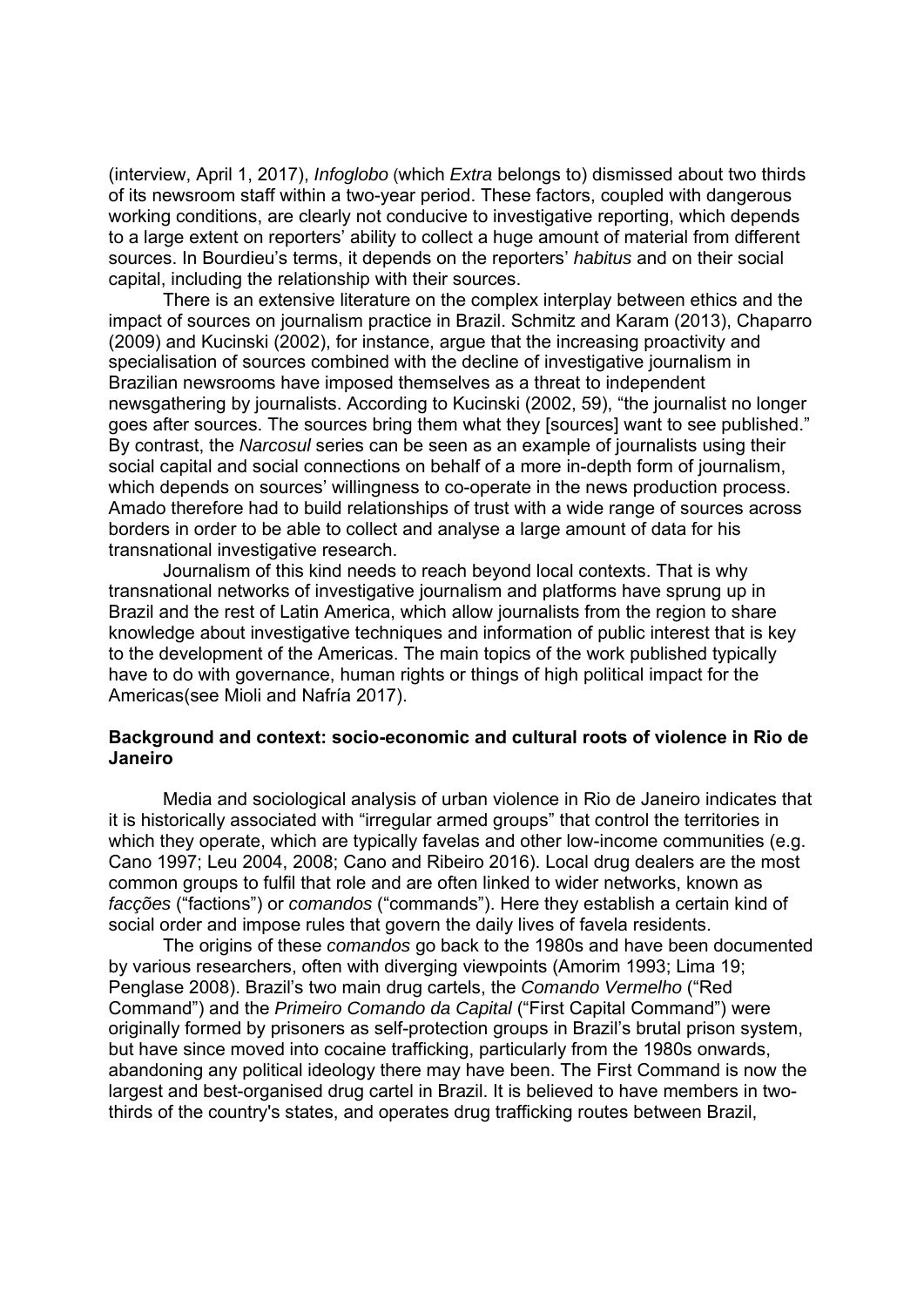(interview, April 1, 2017), *Infoglobo* (which *Extra* belongs to) dismissed about two thirds of its newsroom staff within a two-year period. These factors, coupled with dangerous working conditions, are clearly not conducive to investigative reporting, which depends to a large extent on reporters' ability to collect a huge amount of material from different sources. In Bourdieu's terms, it depends on the reporters' *habitus* and on their social capital, including the relationship with their sources.

There is an extensive literature on the complex interplay between ethics and the impact of sources on journalism practice in Brazil. Schmitz and Karam (2013), Chaparro (2009) and Kucinski (2002), for instance, argue that the increasing proactivity and specialisation of sources combined with the decline of investigative journalism in Brazilian newsrooms have imposed themselves as a threat to independent newsgathering by journalists. According to Kucinski (2002, 59), "the journalist no longer goes after sources. The sources bring them what they [sources] want to see published." By contrast, the *Narcosul* series can be seen as an example of journalists using their social capital and social connections on behalf of a more in-depth form of journalism, which depends on sources' willingness to co-operate in the news production process. Amado therefore had to build relationships of trust with a wide range of sources across borders in order to be able to collect and analyse a large amount of data for his transnational investigative research.

Journalism of this kind needs to reach beyond local contexts. That is why transnational networks of investigative journalism and platforms have sprung up in Brazil and the rest of Latin America, which allow journalists from the region to share knowledge about investigative techniques and information of public interest that is key to the development of the Americas. The main topics of the work published typically have to do with governance, human rights or things of high political impact for the Americas(see Mioli and Nafría 2017).

## Background and context: socio-economic and cultural roots of violence in Rio de Janeiro

Media and sociological analysis of urban violence in Rio de Janeiro indicates that it is historically associated with "irregular armed groups" that control the territories in which they operate, which are typically favelas and other low-income communities (e.g. Cano 1997; Leu 2004, 2008; Cano and Ribeiro 2016). Local drug dealers are the most common groups to fulfil that role and are often linked to wider networks, known as *facções* ("factions") or *comandos* ("commands"). Here they establish a certain kind of social order and impose rules that govern the daily lives of favela residents.

The origins of these *comandos* go back to the 1980s and have been documented by various researchers, often with diverging viewpoints (Amorim 1993; Lima 19; Penglase 2008). Brazil's two main drug cartels, the *Comando Vermelho* ("Red Command") and the *Primeiro Comando da Capital* ("First Capital Command") were originally formed by prisoners as self-protection groups in Brazil's brutal prison system, but have since moved into cocaine trafficking, particularly from the 1980s onwards, abandoning any political ideology there may have been. The First Command is now the largest and best-organised drug cartel in Brazil. It is believed to have members in two-thirds of the country's states, and operates drug trafficking routes between Brazil,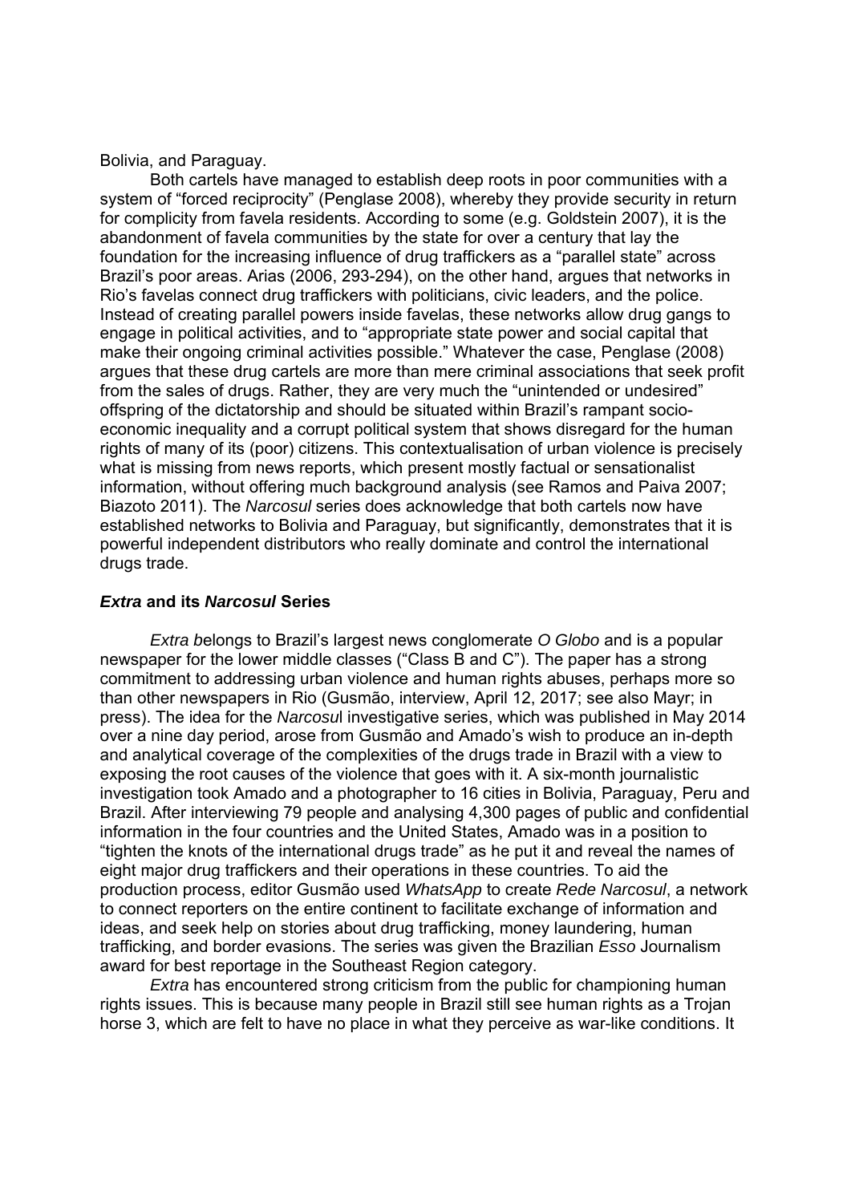Bolivia, and Paraguay.

Both cartels have managed to establish deep roots in poor communities with a system of "forced reciprocity" (Penglase 2008), whereby they provide security in return for complicity from favela residents. According to some (e.g. Goldstein 2007), it is the abandonment of favela communities by the state for over a century that lay the foundation for the increasing influence of drug traffickers as a "parallel state" across Brazil's poor areas. Arias (2006, 293-294), on the other hand, argues that networks in Rio's favelas connect drug traffickers with politicians, civic leaders, and the police. Instead of creating parallel powers inside favelas, these networks allow drug gangs to engage in political activities, and to "appropriate state power and social capital that make their ongoing criminal activities possible." Whatever the case, Penglase (2008) argues that these drug cartels are more than mere criminal associations that seek profit from the sales of drugs. Rather, they are very much the "unintended or undesired" offspring of the dictatorship and should be situated within Brazil's rampant socio-economic inequality and a corrupt political system that shows disregard for the human rights of many of its (poor) citizens. This contextualisation of urban violence is precisely what is missing from news reports, which present mostly factual or sensationalist information, without offering much background analysis (see Ramos and Paiva 2007; Biazoto 2011). The *Narcosul* series does acknowledge that both cartels now have established networks to Bolivia and Paraguay, but significantly, demonstrates that it is powerful independent distributors who really dominate and control the international drugs trade.

### *Extra* and its *Narcosul* Series

*Extra b*elongs to Brazil's largest news conglomerate *O Globo* and is a popular newspaper for the lower middle classes ("Class B and C"). The paper has a strong commitment to addressing urban violence and human rights abuses, perhaps more so than other newspapers in Rio (Gusmão, interview, April 12, 2017; see also Mayr; in press). The idea for the *Narcosu*l investigative series, which was published in May 2014 over a nine day period, arose from Gusmão and Amado's wish to produce an in-depth and analytical coverage of the complexities of the drugs trade in Brazil with a view to exposing the root causes of the violence that goes with it. A six-month journalistic investigation took Amado and a photographer to 16 cities in Bolivia, Paraguay, Peru and Brazil. After interviewing 79 people and analysing 4,300 pages of public and confidential information in the four countries and the United States, Amado was in a position to "tighten the knots of the international drugs trade" as he put it and reveal the names of eight major drug traffickers and their operations in these countries. To aid the production process, editor Gusmão used *WhatsApp* to create *Rede Narcosul*, a network to connect reporters on the entire continent to facilitate exchange of information and ideas, and seek help on stories about drug trafficking, money laundering, human trafficking, and border evasions. The series was given the Brazilian *Esso* Journalism award for best reportage in the Southeast Region category.

*Extra* has encountered strong criticism from the public for championing human rights issues. This is because many people in Brazil still see human rights as a Trojan horse 3, which are felt to have no place in what they perceive as war-like conditions. It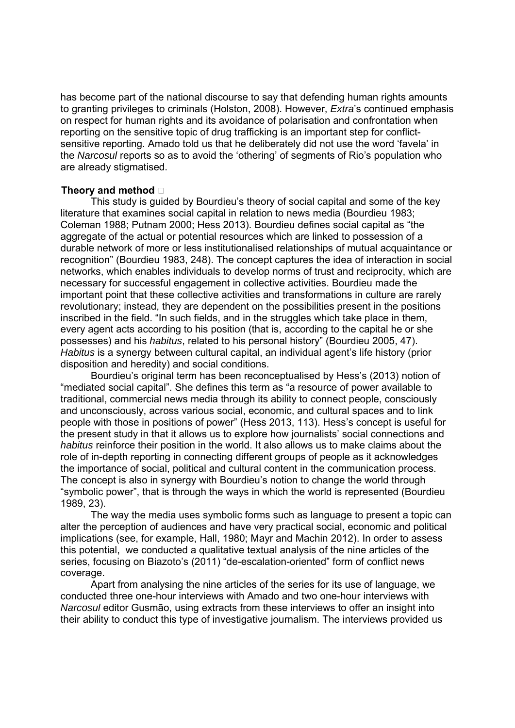has become part of the national discourse to say that defending human rights amounts to granting privileges to criminals (Holston, 2008). However, *Extra*'s continued emphasis on respect for human rights and its avoidance of polarisation and confrontation when reporting on the sensitive topic of drug trafficking is an important step for conflict-sensitive reporting. Amado told us that he deliberately did not use the word 'favela' in the *Narcosul* reports so as to avoid the 'othering' of segments of Rio's population who are already stigmatised.

## Theory and method

This study is guided by Bourdieu's theory of social capital and some of the key literature that examines social capital in relation to news media (Bourdieu 1983; Coleman 1988; Putnam 2000; Hess 2013). Bourdieu defines social capital as "the aggregate of the actual or potential resources which are linked to possession of a durable network of more or less institutionalised relationships of mutual acquaintance or recognition" (Bourdieu 1983, 248). The concept captures the idea of interaction in social networks, which enables individuals to develop norms of trust and reciprocity, which are necessary for successful engagement in collective activities. Bourdieu made the important point that these collective activities and transformations in culture are rarely revolutionary; instead, they are dependent on the possibilities present in the positions inscribed in the field. "In such fields, and in the struggles which take place in them, every agent acts according to his position (that is, according to the capital he or she possesses) and his *habitus*, related to his personal history" (Bourdieu 2005, 47). *Habitus* is a synergy between cultural capital, an individual agent's life history (prior disposition and heredity) and social conditions.

Bourdieu's original term has been reconceptualised by Hess's (2013) notion of "mediated social capital". She defines this term as "a resource of power available to traditional, commercial news media through its ability to connect people, consciously and unconsciously, across various social, economic, and cultural spaces and to link people with those in positions of power" (Hess 2013, 113). Hess's concept is useful for the present study in that it allows us to explore how journalists' social connections and *habitus* reinforce their position in the world. It also allows us to make claims about the role of in-depth reporting in connecting different groups of people as it acknowledges the importance of social, political and cultural content in the communication process. The concept is also in synergy with Bourdieu's notion to change the world through "symbolic power", that is through the ways in which the world is represented (Bourdieu 1989, 23).

The way the media uses symbolic forms such as language to present a topic can alter the perception of audiences and have very practical social, economic and political implications (see, for example, Hall, 1980; Mayr and Machin 2012). In order to assess this potential, we conducted a qualitative textual analysis of the nine articles of the series, focusing on Biazoto's (2011) "de-escalation-oriented" form of conflict news coverage.

Apart from analysing the nine articles of the series for its use of language, we conducted three one-hour interviews with Amado and two one-hour interviews with *Narcosul* editor Gusmão, using extracts from these interviews to offer an insight into their ability to conduct this type of investigative journalism. The interviews provided us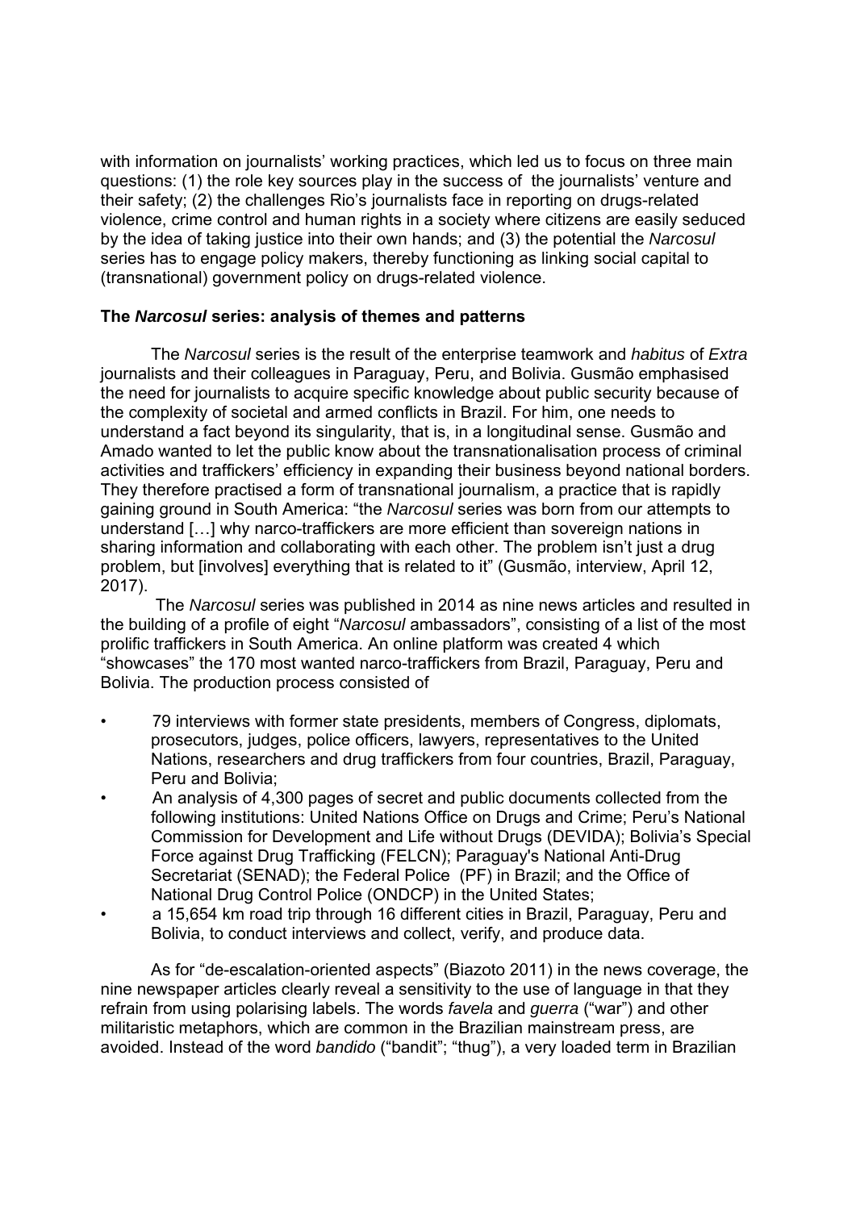with information on journalists' working practices, which led us to focus on three main questions: (1) the role key sources play in the success of the journalists' venture and their safety; (2) the challenges Rio's journalists face in reporting on drugs-related violence, crime control and human rights in a society where citizens are easily seduced by the idea of taking justice into their own hands; and (3) the potential the *Narcosul* series has to engage policy makers, thereby functioning as linking social capital to (transnational) government policy on drugs-related violence.

## The *Narcosul* series: analysis of themes and patterns

The *Narcosul* series is the result of the enterprise teamwork and *habitus* of *Extra* journalists and their colleagues in Paraguay, Peru, and Bolivia. Gusmão emphasised the need for journalists to acquire specific knowledge about public security because of the complexity of societal and armed conflicts in Brazil. For him, one needs to understand a fact beyond its singularity, that is, in a longitudinal sense. Gusmão and Amado wanted to let the public know about the transnationalisation process of criminal activities and traffickers' efficiency in expanding their business beyond national borders. They therefore practised a form of transnational journalism, a practice that is rapidly gaining ground in South America: "the *Narcosul* series was born from our attempts to understand […] why narco-traffickers are more efficient than sovereign nations in sharing information and collaborating with each other. The problem isn't just a drug problem, but [involves] everything that is related to it" (Gusmão, interview, April 12, 2017).

The *Narcosul* series was published in 2014 as nine news articles and resulted in the building of a profile of eight "*Narcosul* ambassadors", consisting of a list of the most prolific traffickers in South America. An online platform was created 4 which "showcases" the 170 most wanted narco-traffickers from Brazil, Paraguay, Peru and Bolivia. The production process consisted of

- 79 interviews with former state presidents, members of Congress, diplomats, prosecutors, judges, police officers, lawyers, representatives to the United Nations, researchers and drug traffickers from four countries, Brazil, Paraguay, Peru and Bolivia;
- An analysis of 4,300 pages of secret and public documents collected from the following institutions: United Nations Office on Drugs and Crime; Peru's National Commission for Development and Life without Drugs (DEVIDA); Bolivia's Special Force against Drug Trafficking (FELCN); Paraguay's National Anti-Drug Secretariat (SENAD); the Federal Police (PF) in Brazil; and the Office of National Drug Control Police (ONDCP) in the United States;
- a 15,654 km road trip through 16 different cities in Brazil, Paraguay, Peru and Bolivia, to conduct interviews and collect, verify, and produce data.

As for "de-escalation-oriented aspects" (Biazoto 2011) in the news coverage, the nine newspaper articles clearly reveal a sensitivity to the use of language in that they refrain from using polarising labels. The words *favela* and *guerra* ("war") and other militaristic metaphors, which are common in the Brazilian mainstream press, are avoided. Instead of the word *bandido* ("bandit"; "thug"), a very loaded term in Brazilian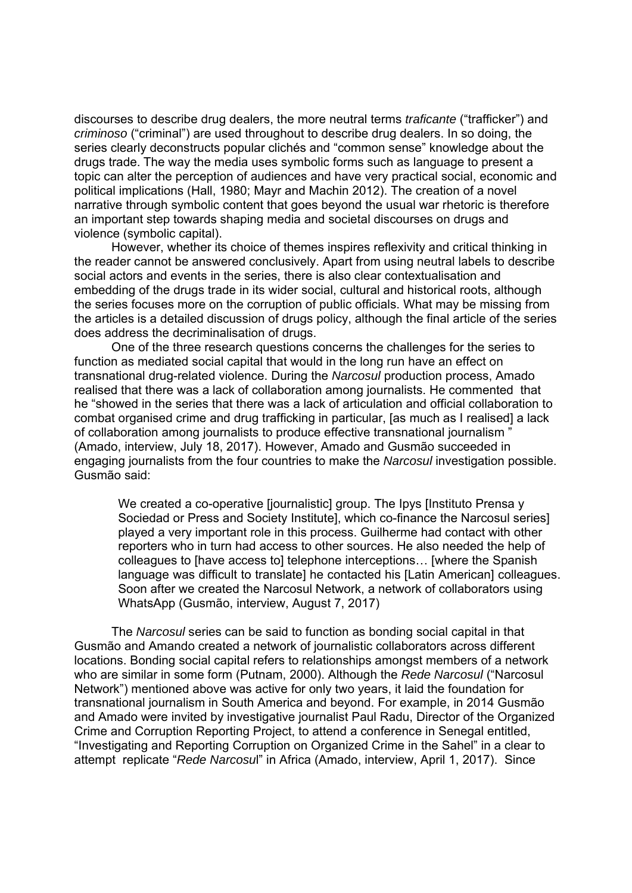discourses to describe drug dealers, the more neutral terms *traficante* ("trafficker") and *criminoso* ("criminal") are used throughout to describe drug dealers. In so doing, the series clearly deconstructs popular clichés and "common sense" knowledge about the drugs trade. The way the media uses symbolic forms such as language to present a topic can alter the perception of audiences and have very practical social, economic and political implications (Hall, 1980; Mayr and Machin 2012). The creation of a novel narrative through symbolic content that goes beyond the usual war rhetoric is therefore an important step towards shaping media and societal discourses on drugs and violence (symbolic capital).

However, whether its choice of themes inspires reflexivity and critical thinking in the reader cannot be answered conclusively. Apart from using neutral labels to describe social actors and events in the series, there is also clear contextualisation and embedding of the drugs trade in its wider social, cultural and historical roots, although the series focuses more on the corruption of public officials. What may be missing from the articles is a detailed discussion of drugs policy, although the final article of the series does address the decriminalisation of drugs.

One of the three research questions concerns the challenges for the series to function as mediated social capital that would in the long run have an effect on transnational drug-related violence. During the *Narcosul* production process, Amado realised that there was a lack of collaboration among journalists. He commented that he "showed in the series that there was a lack of articulation and official collaboration to combat organised crime and drug trafficking in particular, [as much as I realised] a lack of collaboration among journalists to produce effective transnational journalism " (Amado, interview, July 18, 2017). However, Amado and Gusmão succeeded in engaging journalists from the four countries to make the *Narcosul* investigation possible. Gusmão said:

> We created a co-operative [journalistic] group. The Ipys [Instituto Prensa y Sociedad or Press and Society Institute], which co-finance the Narcosul series] played a very important role in this process. Guilherme had contact with other reporters who in turn had access to other sources. He also needed the help of colleagues to [have access to] telephone interceptions… [where the Spanish language was difficult to translate] he contacted his [Latin American] colleagues. Soon after we created the Narcosul Network, a network of collaborators using WhatsApp (Gusmão, interview, August 7, 2017)

The *Narcosul* series can be said to function as bonding social capital in that Gusmão and Amando created a network of journalistic collaborators across different locations. Bonding social capital refers to relationships amongst members of a network who are similar in some form (Putnam, 2000). Although the *Rede Narcosul* ("Narcosul Network") mentioned above was active for only two years, it laid the foundation for transnational journalism in South America and beyond. For example, in 2014 Gusmão and Amado were invited by investigative journalist Paul Radu, Director of the Organized Crime and Corruption Reporting Project, to attend a conference in Senegal entitled, "Investigating and Reporting Corruption on Organized Crime in the Sahel" in a clear to attempt replicate "*Rede Narcosul*" in Africa (Amado, interview, April 1, 2017). Since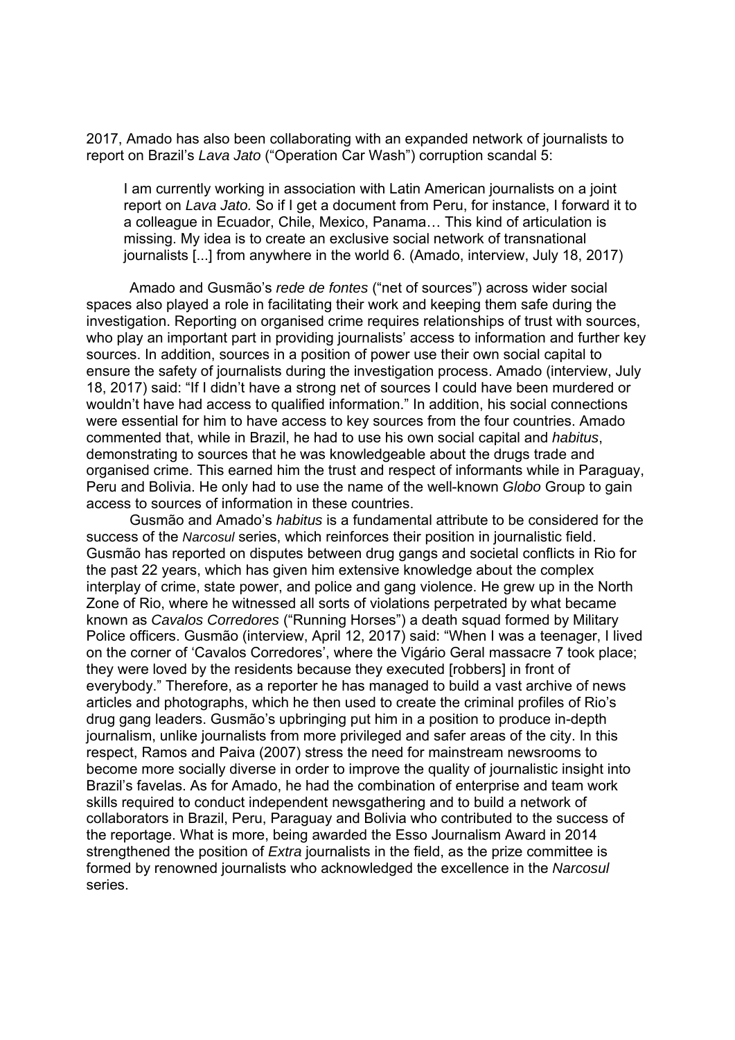2017, Amado has also been collaborating with an expanded network of journalists to report on Brazil's *Lava Jato* ("Operation Car Wash") corruption scandal 5:

> I am currently working in association with Latin American journalists on a joint report on *Lava Jato.* So if I get a document from Peru, for instance, I forward it to a colleague in Ecuador, Chile, Mexico, Panama… This kind of articulation is missing. My idea is to create an exclusive social network of transnational journalists [...] from anywhere in the world 6. (Amado, interview, July 18, 2017)

Amado and Gusmão's *rede de fontes* ("net of sources") across wider social spaces also played a role in facilitating their work and keeping them safe during the investigation. Reporting on organised crime requires relationships of trust with sources, who play an important part in providing journalists' access to information and further key sources. In addition, sources in a position of power use their own social capital to ensure the safety of journalists during the investigation process. Amado (interview, July 18, 2017) said: "If I didn't have a strong net of sources I could have been murdered or wouldn't have had access to qualified information." In addition, his social connections were essential for him to have access to key sources from the four countries. Amado commented that, while in Brazil, he had to use his own social capital and *habitus*, demonstrating to sources that he was knowledgeable about the drugs trade and organised crime. This earned him the trust and respect of informants while in Paraguay, Peru and Bolivia. He only had to use the name of the well-known *Globo* Group to gain access to sources of information in these countries.

Gusmão and Amado's *habitus* is a fundamental attribute to be considered for the success of the *Narcosul* series, which reinforces their position in journalistic field. Gusmão has reported on disputes between drug gangs and societal conflicts in Rio for the past 22 years, which has given him extensive knowledge about the complex interplay of crime, state power, and police and gang violence. He grew up in the North Zone of Rio, where he witnessed all sorts of violations perpetrated by what became known as *Cavalos Corredores* ("Running Horses") a death squad formed by Military Police officers. Gusmão (interview, April 12, 2017) said: "When I was a teenager, I lived on the corner of 'Cavalos Corredores', where the Vigário Geral massacre 7 took place; they were loved by the residents because they executed [robbers] in front of everybody." Therefore, as a reporter he then has managed to build a vast archive of news articles and photographs, which he then used to create the criminal profiles of Rio's drug gang leaders. Gusmão's upbringing put him in a position to produce in-depth journalism, unlike journalists from more privileged and safer areas of the city. In this respect, Ramos and Paiva (2007) stress the need for mainstream newsrooms to become more socially diverse in order to improve the quality of journalistic insight into Brazil's favelas. As for Amado, he had the combination of enterprise and team work skills required to conduct independent newsgathering and to build a network of collaborators in Brazil, Peru, Paraguay and Bolivia who contributed to the success of the reportage. What is more, being awarded the Esso Journalism Award in 2014 strengthened the position of *Extra* journalists in the field, as the prize committee is formed by renowned journalists who acknowledged the excellence in the *Narcosul* series.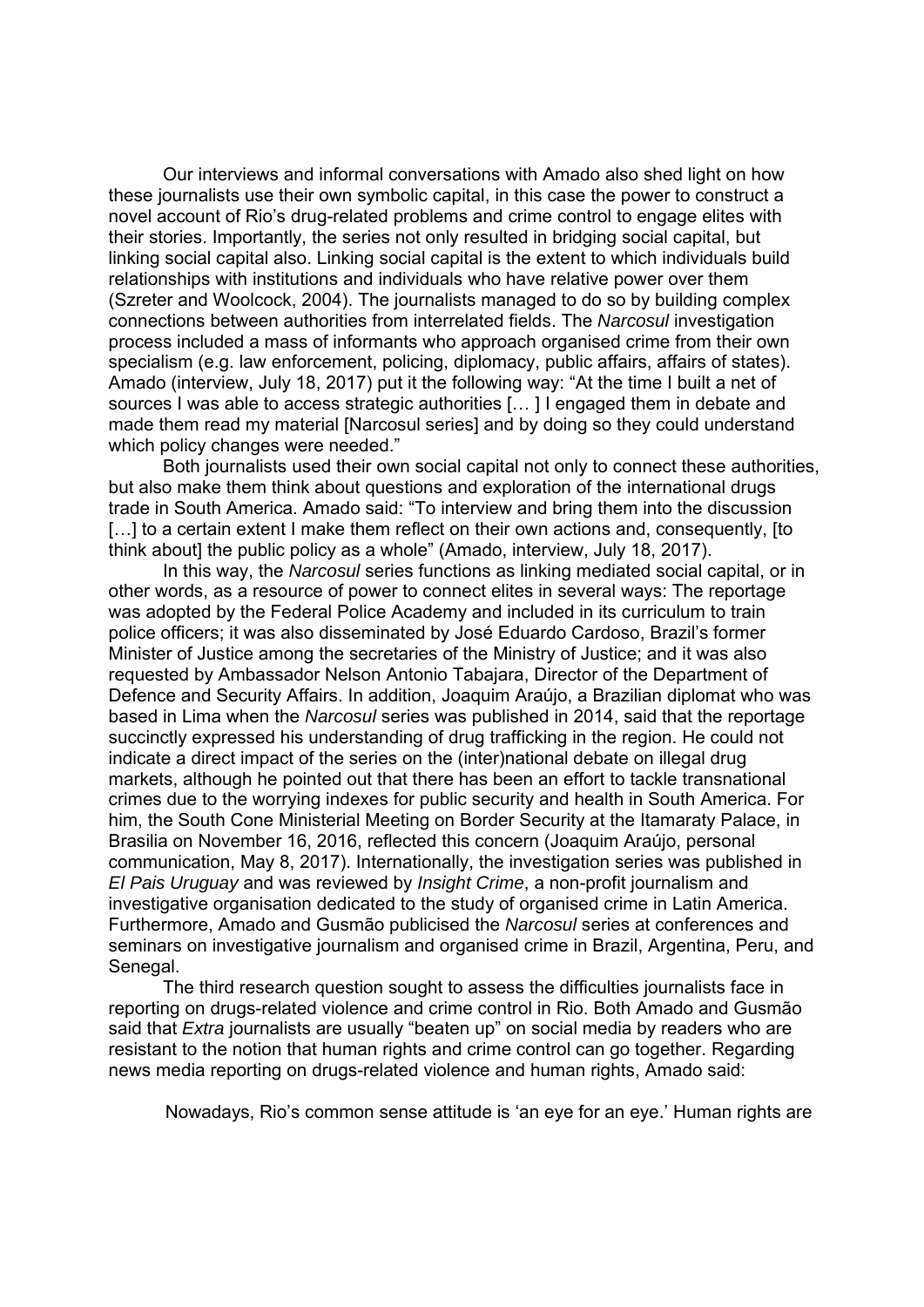Our interviews and informal conversations with Amado also shed light on how these journalists use their own symbolic capital, in this case the power to construct a novel account of Rio's drug-related problems and crime control to engage elites with their stories. Importantly, the series not only resulted in bridging social capital, but linking social capital also. Linking social capital is the extent to which individuals build relationships with institutions and individuals who have relative power over them (Szreter and Woolcock, 2004). The journalists managed to do so by building complex connections between authorities from interrelated fields. The *Narcosul* investigation process included a mass of informants who approach organised crime from their own specialism (e.g. law enforcement, policing, diplomacy, public affairs, affairs of states). Amado (interview, July 18, 2017) put it the following way: "At the time I built a net of sources I was able to access strategic authorities [… ] I engaged them in debate and made them read my material [Narcosul series] and by doing so they could understand which policy changes were needed."

Both journalists used their own social capital not only to connect these authorities, but also make them think about questions and exploration of the international drugs trade in South America. Amado said: "To interview and bring them into the discussion […] to a certain extent I make them reflect on their own actions and, consequently, [to think about] the public policy as a whole" (Amado, interview, July 18, 2017).

In this way, the *Narcosul* series functions as linking mediated social capital, or in other words, as a resource of power to connect elites in several ways: The reportage was adopted by the Federal Police Academy and included in its curriculum to train police officers; it was also disseminated by José Eduardo Cardoso, Brazil's former Minister of Justice among the secretaries of the Ministry of Justice; and it was also requested by Ambassador Nelson Antonio Tabajara, Director of the Department of Defence and Security Affairs. In addition, Joaquim Araújo, a Brazilian diplomat who was based in Lima when the *Narcosul* series was published in 2014, said that the reportage succinctly expressed his understanding of drug trafficking in the region. He could not indicate a direct impact of the series on the (inter)national debate on illegal drug markets, although he pointed out that there has been an effort to tackle transnational crimes due to the worrying indexes for public security and health in South America. For him, the South Cone Ministerial Meeting on Border Security at the Itamaraty Palace, in Brasilia on November 16, 2016, reflected this concern (Joaquim Araújo, personal communication, May 8, 2017). Internationally, the investigation series was published in *El Pais Uruguay* and was reviewed by *Insight Crime*, a non-profit journalism and investigative organisation dedicated to the study of organised crime in Latin America. Furthermore, Amado and Gusmão publicised the *Narcosul* series at conferences and seminars on investigative journalism and organised crime in Brazil, Argentina, Peru, and Senegal.

The third research question sought to assess the difficulties journalists face in reporting on drugs-related violence and crime control in Rio. Both Amado and Gusmão said that *Extra* journalists are usually "beaten up" on social media by readers who are resistant to the notion that human rights and crime control can go together. Regarding news media reporting on drugs-related violence and human rights, Amado said:

> Nowadays, Rio's common sense attitude is 'an eye for an eye.' Human rights are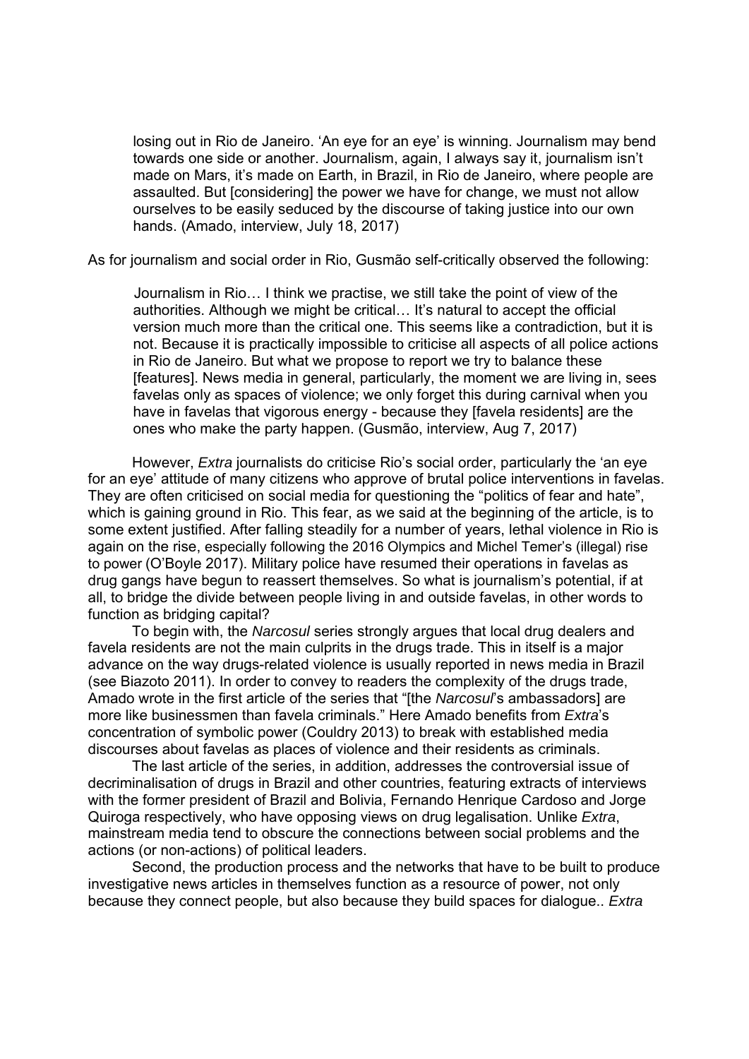> losing out in Rio de Janeiro. 'An eye for an eye' is winning. Journalism may bend towards one side or another. Journalism, again, I always say it, journalism isn't made on Mars, it's made on Earth, in Brazil, in Rio de Janeiro, where people are assaulted. But [considering] the power we have for change, we must not allow ourselves to be easily seduced by the discourse of taking justice into our own hands. (Amado, interview, July 18, 2017)

As for journalism and social order in Rio, Gusmão self-critically observed the following:

> Journalism in Rio… I think we practise, we still take the point of view of the authorities. Although we might be critical… It's natural to accept the official version much more than the critical one. This seems like a contradiction, but it is not. Because it is practically impossible to criticise all aspects of all police actions in Rio de Janeiro. But what we propose to report we try to balance these [features]. News media in general, particularly, the moment we are living in, sees favelas only as spaces of violence; we only forget this during carnival when you have in favelas that vigorous energy - because they [favela residents] are the ones who make the party happen. (Gusmão, interview, Aug 7, 2017)

However, *Extra* journalists do criticise Rio's social order, particularly the 'an eye for an eye' attitude of many citizens who approve of brutal police interventions in favelas. They are often criticised on social media for questioning the "politics of fear and hate", which is gaining ground in Rio. This fear, as we said at the beginning of the article, is to some extent justified. After falling steadily for a number of years, lethal violence in Rio is again on the rise, especially following the 2016 Olympics and Michel Temer's (illegal) rise to power (O'Boyle 2017). Military police have resumed their operations in favelas as drug gangs have begun to reassert themselves. So what is journalism's potential, if at all, to bridge the divide between people living in and outside favelas, in other words to function as bridging capital?

To begin with, the *Narcosul* series strongly argues that local drug dealers and favela residents are not the main culprits in the drugs trade. This in itself is a major advance on the way drugs-related violence is usually reported in news media in Brazil (see Biazoto 2011). In order to convey to readers the complexity of the drugs trade, Amado wrote in the first article of the series that "[the *Narcosul*'s ambassadors] are more like businessmen than favela criminals." Here Amado benefits from *Extra*'s concentration of symbolic power (Couldry 2013) to break with established media discourses about favelas as places of violence and their residents as criminals.

The last article of the series, in addition, addresses the controversial issue of decriminalisation of drugs in Brazil and other countries, featuring extracts of interviews with the former president of Brazil and Bolivia, Fernando Henrique Cardoso and Jorge Quiroga respectively, who have opposing views on drug legalisation. Unlike *Extra*, mainstream media tend to obscure the connections between social problems and the actions (or non-actions) of political leaders.

Second, the production process and the networks that have to be built to produce investigative news articles in themselves function as a resource of power, not only because they connect people, but also because they build spaces for dialogue.. *Extra*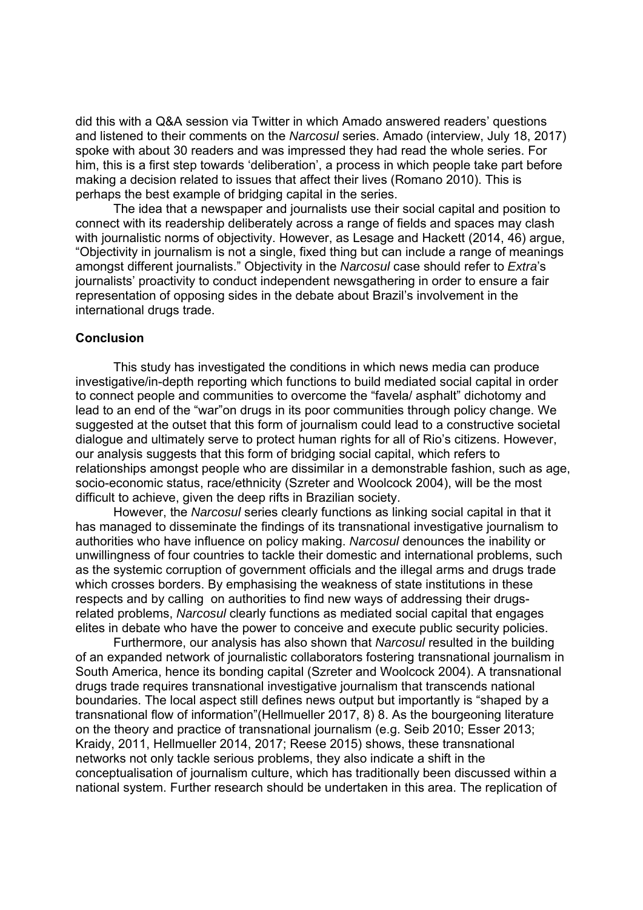did this with a Q&A session via Twitter in which Amado answered readers' questions and listened to their comments on the *Narcosul* series. Amado (interview, July 18, 2017) spoke with about 30 readers and was impressed they had read the whole series. For him, this is a first step towards 'deliberation', a process in which people take part before making a decision related to issues that affect their lives (Romano 2010). This is perhaps the best example of bridging capital in the series.

The idea that a newspaper and journalists use their social capital and position to connect with its readership deliberately across a range of fields and spaces may clash with journalistic norms of objectivity. However, as Lesage and Hackett (2014, 46) argue, "Objectivity in journalism is not a single, fixed thing but can include a range of meanings amongst different journalists." Objectivity in the *Narcosul* case should refer to *Extra*'s journalists' proactivity to conduct independent newsgathering in order to ensure a fair representation of opposing sides in the debate about Brazil's involvement in the international drugs trade.

## Conclusion

This study has investigated the conditions in which news media can produce investigative/in-depth reporting which functions to build mediated social capital in order to connect people and communities to overcome the "favela/ asphalt" dichotomy and lead to an end of the "war"on drugs in its poor communities through policy change. We suggested at the outset that this form of journalism could lead to a constructive societal dialogue and ultimately serve to protect human rights for all of Rio's citizens. However, our analysis suggests that this form of bridging social capital, which refers to relationships amongst people who are dissimilar in a demonstrable fashion, such as age, socio-economic status, race/ethnicity (Szreter and Woolcock 2004), will be the most difficult to achieve, given the deep rifts in Brazilian society.

However, the *Narcosul* series clearly functions as linking social capital in that it has managed to disseminate the findings of its transnational investigative journalism to authorities who have influence on policy making. *Narcosul* denounces the inability or unwillingness of four countries to tackle their domestic and international problems, such as the systemic corruption of government officials and the illegal arms and drugs trade which crosses borders. By emphasising the weakness of state institutions in these respects and by calling on authorities to find new ways of addressing their drugs-related problems, *Narcosul* clearly functions as mediated social capital that engages elites in debate who have the power to conceive and execute public security policies.

Furthermore, our analysis has also shown that *Narcosul* resulted in the building of an expanded network of journalistic collaborators fostering transnational journalism in South America, hence its bonding capital (Szreter and Woolcock 2004). A transnational drugs trade requires transnational investigative journalism that transcends national boundaries. The local aspect still defines news output but importantly is "shaped by a transnational flow of information"(Hellmueller 2017, 8) 8. As the bourgeoning literature on the theory and practice of transnational journalism (e.g. Seib 2010; Esser 2013; Kraidy, 2011, Hellmueller 2014, 2017; Reese 2015) shows, these transnational networks not only tackle serious problems, they also indicate a shift in the conceptualisation of journalism culture, which has traditionally been discussed within a national system. Further research should be undertaken in this area. The replication of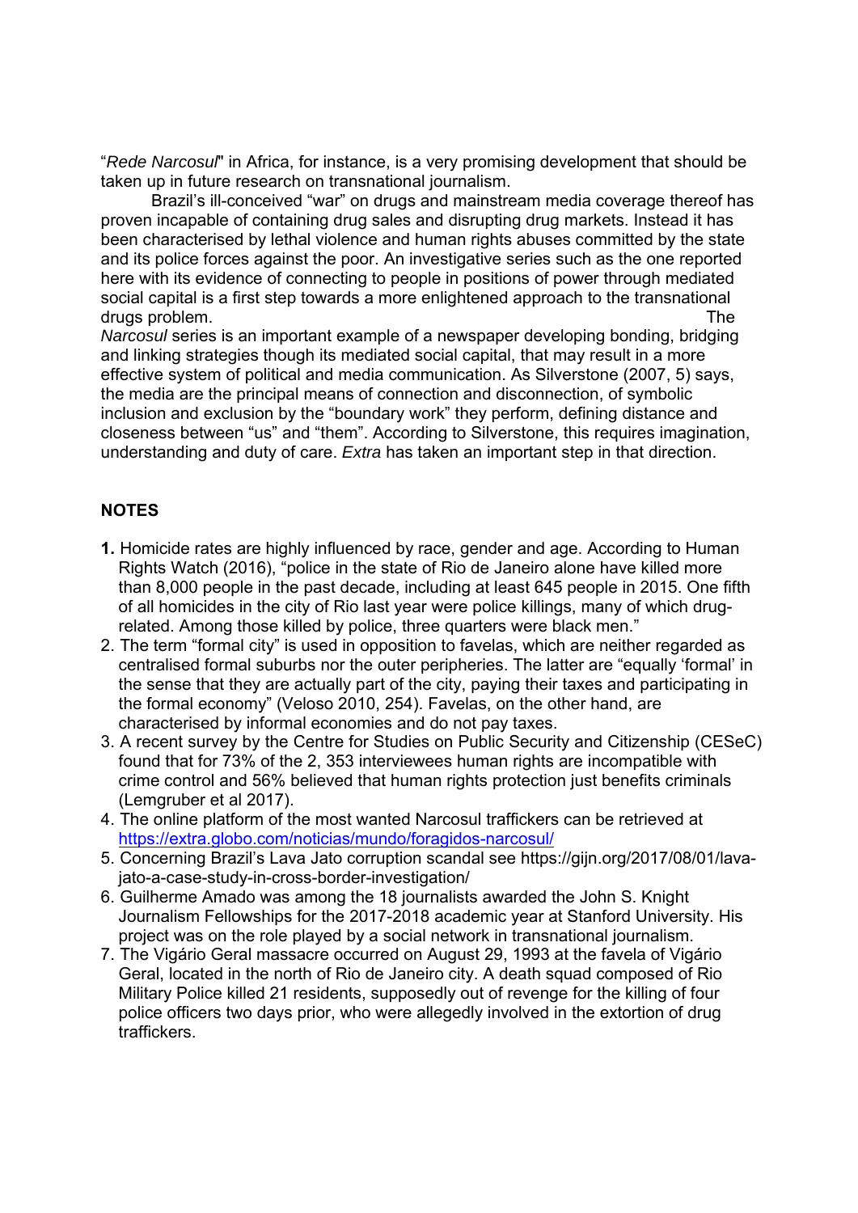"*Rede Narcosul*" in Africa, for instance, is a very promising development that should be taken up in future research on transnational journalism.

Brazil's ill-conceived "war" on drugs and mainstream media coverage thereof has proven incapable of containing drug sales and disrupting drug markets. Instead it has been characterised by lethal violence and human rights abuses committed by the state and its police forces against the poor. An investigative series such as the one reported here with its evidence of connecting to people in positions of power through mediated social capital is a first step towards a more enlightened approach to the transnational drugs problem.

The *Narcosul* series is an important example of a newspaper developing bonding, bridging and linking strategies though its mediated social capital, that may result in a more effective system of political and media communication. As Silverstone (2007, 5) says, the media are the principal means of connection and disconnection, of symbolic inclusion and exclusion by the "boundary work" they perform, defining distance and closeness between "us" and "them". According to Silverstone, this requires imagination, understanding and duty of care. *Extra* has taken an important step in that direction.

## NOTES

1. Homicide rates are highly influenced by race, gender and age. According to Human Rights Watch (2016), "police in the state of Rio de Janeiro alone have killed more than 8,000 people in the past decade, including at least 645 people in 2015. One fifth of all homicides in the city of Rio last year were police killings, many of which drug-related. Among those killed by police, three quarters were black men."
2. The term "formal city" is used in opposition to favelas, which are neither regarded as centralised formal suburbs nor the outer peripheries. The latter are "equally 'formal' in the sense that they are actually part of the city, paying their taxes and participating in the formal economy" (Veloso 2010, 254). Favelas, on the other hand, are characterised by informal economies and do not pay taxes.
3. A recent survey by the Centre for Studies on Public Security and Citizenship (CESeC) found that for 73% of the 2, 353 interviewees human rights are incompatible with crime control and 56% believed that human rights protection just benefits criminals (Lemgruber et al 2017).
4. The online platform of the most wanted Narcosul traffickers can be retrieved at https://extra.globo.com/noticias/mundo/foragidos-narcosul/
5. Concerning Brazil's Lava Jato corruption scandal see https://gijn.org/2017/08/01/lava-jato-a-case-study-in-cross-border-investigation/
6. Guilherme Amado was among the 18 journalists awarded the John S. Knight Journalism Fellowships for the 2017-2018 academic year at Stanford University. His project was on the role played by a social network in transnational journalism.
7. The Vigário Geral massacre occurred on August 29, 1993 at the favela of Vigário Geral, located in the north of Rio de Janeiro city. A death squad composed of Rio Military Police killed 21 residents, supposedly out of revenge for the killing of four police officers two days prior, who were allegedly involved in the extortion of drug traffickers.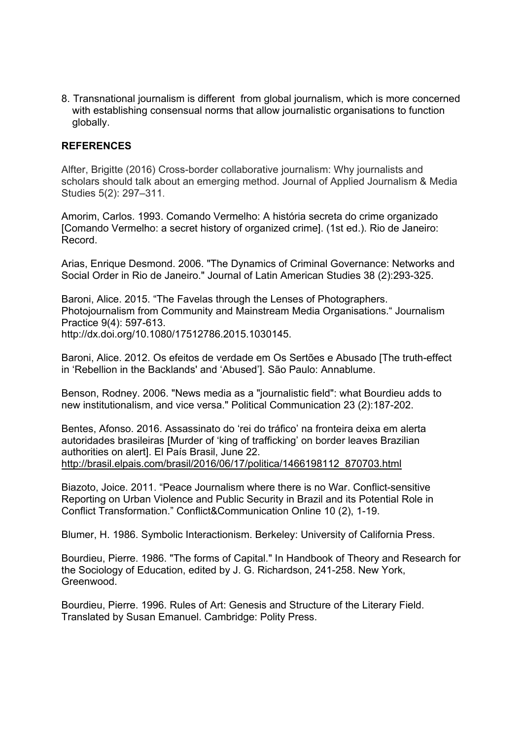8. Transnational journalism is different from global journalism, which is more concerned with establishing consensual norms that allow journalistic organisations to function globally.

**REFERENCES**

Alfter, Brigitte (2016) Cross-border collaborative journalism: Why journalists and scholars should talk about an emerging method. Journal of Applied Journalism & Media Studies 5(2): 297–311.

Amorim, Carlos. 1993. Comando Vermelho: A história secreta do crime organizado [Comando Vermelho: a secret history of organized crime]. (1st ed.). Rio de Janeiro: Record.

Arias, Enrique Desmond. 2006. "The Dynamics of Criminal Governance: Networks and Social Order in Rio de Janeiro." Journal of Latin American Studies 38 (2):293-325.

Baroni, Alice. 2015. "The Favelas through the Lenses of Photographers. Photojournalism from Community and Mainstream Media Organisations." Journalism Practice 9(4): 597-613.
http://dx.doi.org/10.1080/17512786.2015.1030145.

Baroni, Alice. 2012. Os efeitos de verdade em Os Sertões e Abusado [The truth-effect in 'Rebellion in the Backlands' and 'Abused']. São Paulo: Annablume.

Benson, Rodney. 2006. "News media as a "journalistic field": what Bourdieu adds to new institutionalism, and vice versa." Political Communication 23 (2):187-202.

Bentes, Afonso. 2016. Assassinato do 'rei do tráfico' na fronteira deixa em alerta autoridades brasileiras [Murder of 'king of trafficking' on border leaves Brazilian authorities on alert]. El País Brasil, June 22.
http://brasil.elpais.com/brasil/2016/06/17/politica/1466198112_870703.html

Biazoto, Joice. 2011. "Peace Journalism where there is no War. Conflict-sensitive Reporting on Urban Violence and Public Security in Brazil and its Potential Role in Conflict Transformation." Conflict&Communication Online 10 (2), 1-19.

Blumer, H. 1986. Symbolic Interactionism. Berkeley: University of California Press.

Bourdieu, Pierre. 1986. "The forms of Capital." In Handbook of Theory and Research for the Sociology of Education, edited by J. G. Richardson, 241-258. New York, Greenwood.

Bourdieu, Pierre. 1996. Rules of Art: Genesis and Structure of the Literary Field. Translated by Susan Emanuel. Cambridge: Polity Press.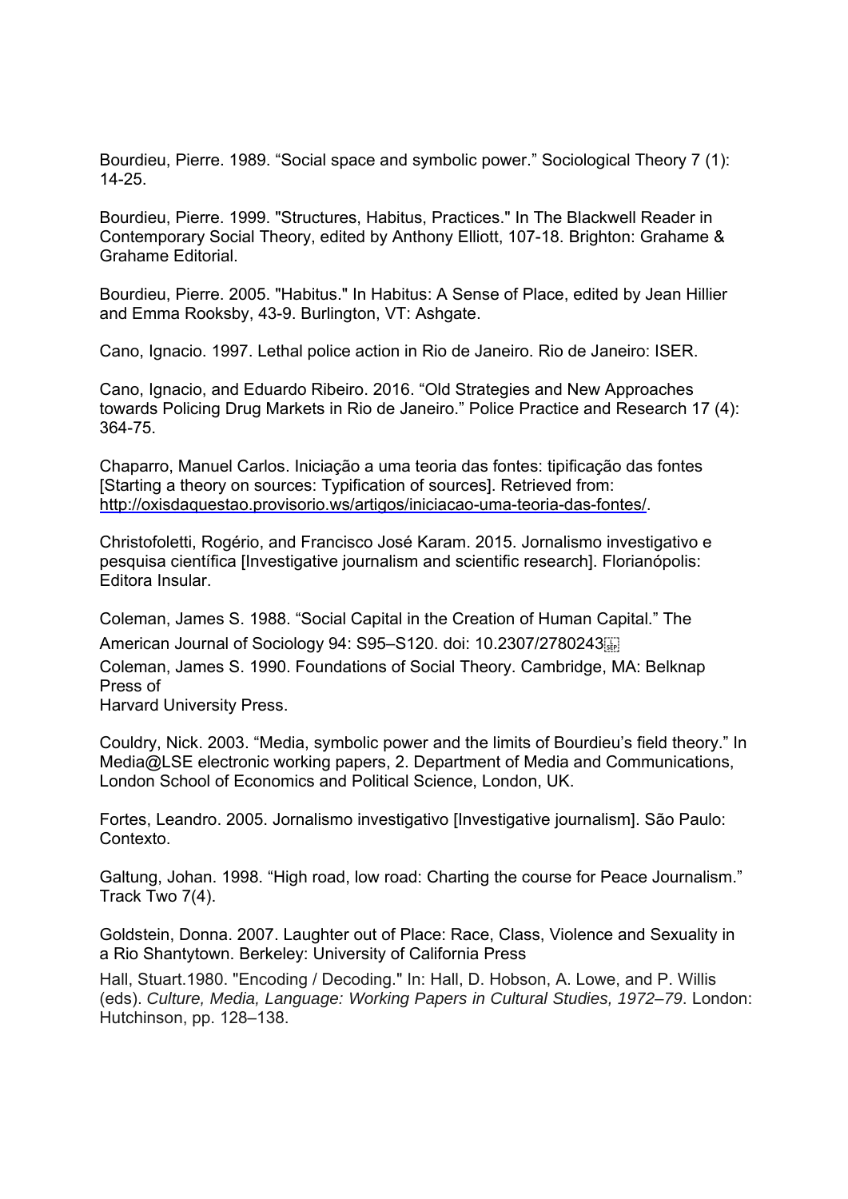Bourdieu, Pierre. 1989. “Social space and symbolic power.” Sociological Theory 7 (1): 14-25.

Bourdieu, Pierre. 1999. "Structures, Habitus, Practices." In The Blackwell Reader in Contemporary Social Theory, edited by Anthony Elliott, 107-18. Brighton: Grahame & Grahame Editorial.

Bourdieu, Pierre. 2005. "Habitus." In Habitus: A Sense of Place, edited by Jean Hillier and Emma Rooksby, 43-9. Burlington, VT: Ashgate.

Cano, Ignacio. 1997. Lethal police action in Rio de Janeiro. Rio de Janeiro: ISER.

Cano, Ignacio, and Eduardo Ribeiro. 2016. “Old Strategies and New Approaches towards Policing Drug Markets in Rio de Janeiro.” Police Practice and Research 17 (4): 364-75.

Chaparro, Manuel Carlos. Iniciação a uma teoria das fontes: tipificação das fontes [Starting a theory on sources: Typification of sources]. Retrieved from: http://oxisdaquestao.provisorio.ws/artigos/iniciacao-uma-teoria-das-fontes/.

Christofoletti, Rogério, and Francisco José Karam. 2015. Jornalismo investigativo e pesquisa científica [Investigative journalism and scientific research]. Florianópolis: Editora Insular.

Coleman, James S. 1988. “Social Capital in the Creation of Human Capital.” The American Journal of Sociology 94: S95–S120. doi: 10.2307/2780243

Coleman, James S. 1990. Foundations of Social Theory. Cambridge, MA: Belknap Press of Harvard University Press.

Couldry, Nick. 2003. “Media, symbolic power and the limits of Bourdieu’s field theory.” In Media@LSE electronic working papers, 2. Department of Media and Communications, London School of Economics and Political Science, London, UK.

Fortes, Leandro. 2005. Jornalismo investigativo [Investigative journalism]. São Paulo: Contexto.

Galtung, Johan. 1998. “High road, low road: Charting the course for Peace Journalism.” Track Two 7(4).

Goldstein, Donna. 2007. Laughter out of Place: Race, Class, Violence and Sexuality in a Rio Shantytown. Berkeley: University of California Press

Hall, Stuart.1980. "Encoding / Decoding." In: Hall, D. Hobson, A. Lowe, and P. Willis (eds). *Culture, Media, Language: Working Papers in Cultural Studies, 1972–79*. London: Hutchinson, pp. 128–138.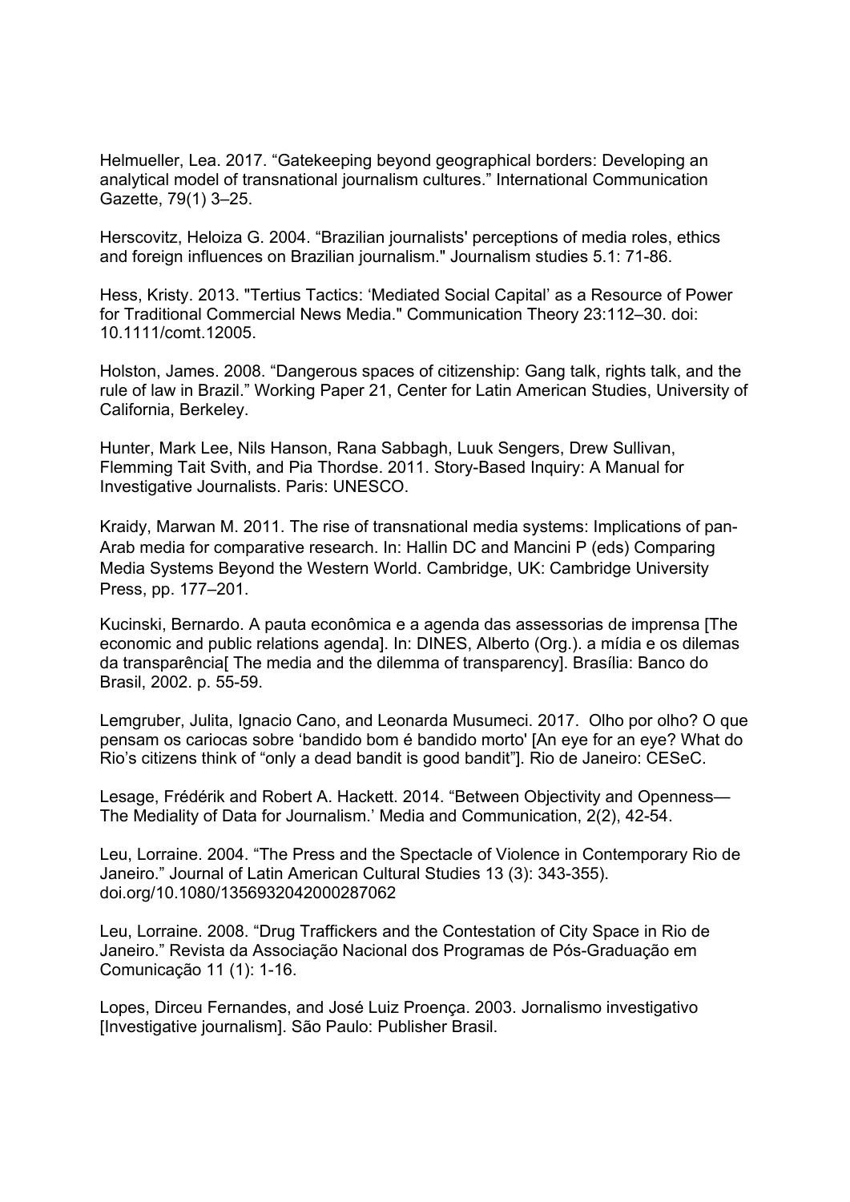Helmueller, Lea. 2017. "Gatekeeping beyond geographical borders: Developing an analytical model of transnational journalism cultures." International Communication Gazette, 79(1) 3–25.

Herscovitz, Heloiza G. 2004. "Brazilian journalists' perceptions of media roles, ethics and foreign influences on Brazilian journalism." Journalism studies 5.1: 71-86.

Hess, Kristy. 2013. "Tertius Tactics: 'Mediated Social Capital' as a Resource of Power for Traditional Commercial News Media." Communication Theory 23:112–30. doi: 10.1111/comt.12005.

Holston, James. 2008. "Dangerous spaces of citizenship: Gang talk, rights talk, and the rule of law in Brazil." Working Paper 21, Center for Latin American Studies, University of California, Berkeley.

Hunter, Mark Lee, Nils Hanson, Rana Sabbagh, Luuk Sengers, Drew Sullivan, Flemming Tait Svith, and Pia Thordse. 2011. Story-Based Inquiry: A Manual for Investigative Journalists. Paris: UNESCO.

Kraidy, Marwan M. 2011. The rise of transnational media systems: Implications of pan-Arab media for comparative research. In: Hallin DC and Mancini P (eds) Comparing Media Systems Beyond the Western World. Cambridge, UK: Cambridge University Press, pp. 177–201.

Kucinski, Bernardo. A pauta econômica e a agenda das assessorias de imprensa [The economic and public relations agenda]. In: DINES, Alberto (Org.). a mídia e os dilemas da transparência[ The media and the dilemma of transparency]. Brasília: Banco do Brasil, 2002. p. 55-59.

Lemgruber, Julita, Ignacio Cano, and Leonarda Musumeci. 2017. Olho por olho? O que pensam os cariocas sobre 'bandido bom é bandido morto' [An eye for an eye? What do Rio's citizens think of "only a dead bandit is good bandit"]. Rio de Janeiro: CESeC.

Lesage, Frédérik and Robert A. Hackett. 2014. "Between Objectivity and Openness—The Mediality of Data for Journalism.' Media and Communication, 2(2), 42-54.

Leu, Lorraine. 2004. "The Press and the Spectacle of Violence in Contemporary Rio de Janeiro." Journal of Latin American Cultural Studies 13 (3): 343-355). doi.org/10.1080/1356932042000287062

Leu, Lorraine. 2008. "Drug Traffickers and the Contestation of City Space in Rio de Janeiro." Revista da Associação Nacional dos Programas de Pós-Graduação em Comunicação 11 (1): 1-16.

Lopes, Dirceu Fernandes, and José Luiz Proença. 2003. Jornalismo investigativo [Investigative journalism]. São Paulo: Publisher Brasil.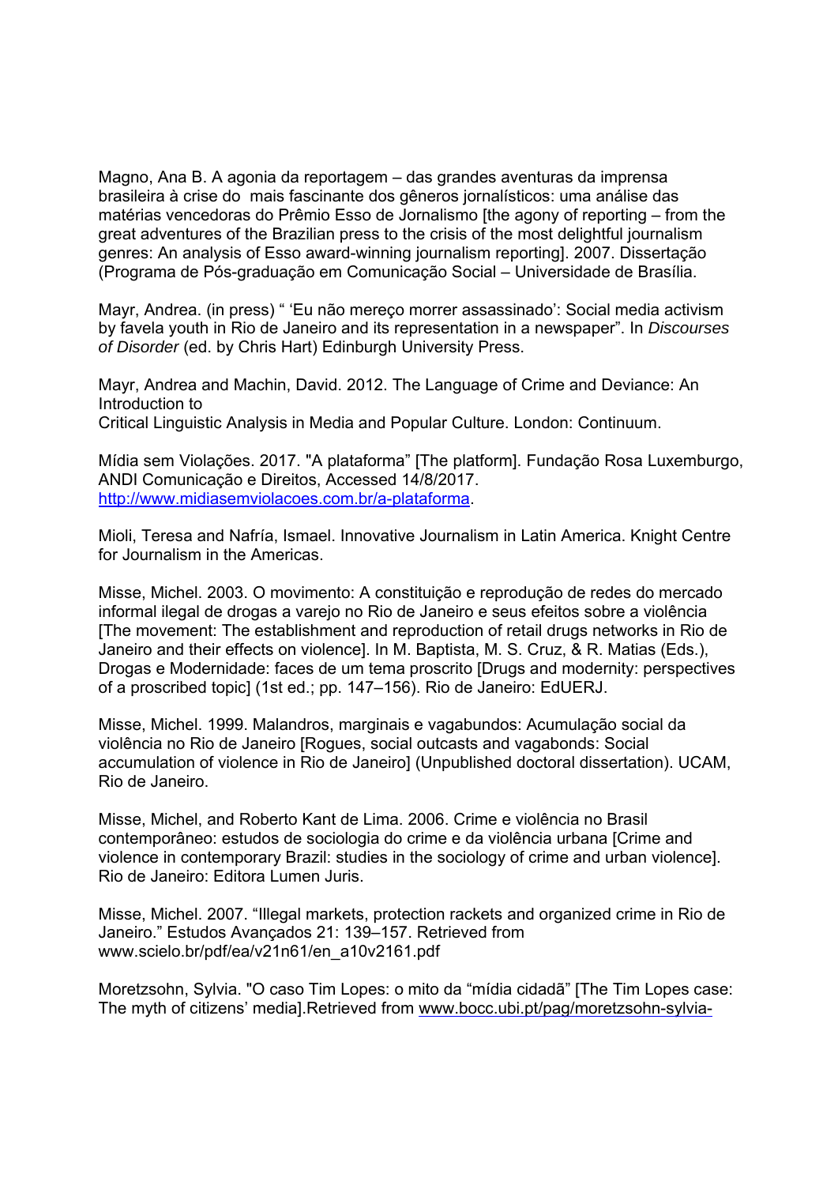Magno, Ana B. A agonia da reportagem – das grandes aventuras da imprensa brasileira à crise do mais fascinante dos gêneros jornalísticos: uma análise das matérias vencedoras do Prêmio Esso de Jornalismo [the agony of reporting – from the great adventures of the Brazilian press to the crisis of the most delightful journalism genres: An analysis of Esso award-winning journalism reporting]. 2007. Dissertação (Programa de Pós-graduação em Comunicação Social – Universidade de Brasília.

Mayr, Andrea. (in press) " 'Eu não mereço morrer assassinado': Social media activism by favela youth in Rio de Janeiro and its representation in a newspaper". In *Discourses of Disorder* (ed. by Chris Hart) Edinburgh University Press.

Mayr, Andrea and Machin, David. 2012. The Language of Crime and Deviance: An Introduction to
Critical Linguistic Analysis in Media and Popular Culture. London: Continuum.

Mídia sem Violações. 2017. "A plataforma" [The platform]. Fundação Rosa Luxemburgo, ANDI Comunicação e Direitos, Accessed 14/8/2017. http://www.midiasemviolacoes.com.br/a-plataforma.

Mioli, Teresa and Nafría, Ismael. Innovative Journalism in Latin America. Knight Centre for Journalism in the Americas.

Misse, Michel. 2003. O movimento: A constituição e reprodução de redes do mercado informal ilegal de drogas a varejo no Rio de Janeiro e seus efeitos sobre a violência [The movement: The establishment and reproduction of retail drugs networks in Rio de Janeiro and their effects on violence]. In M. Baptista, M. S. Cruz, & R. Matias (Eds.), Drogas e Modernidade: faces de um tema proscrito [Drugs and modernity: perspectives of a proscribed topic] (1st ed.; pp. 147–156). Rio de Janeiro: EdUERJ.

Misse, Michel. 1999. Malandros, marginais e vagabundos: Acumulação social da violência no Rio de Janeiro [Rogues, social outcasts and vagabonds: Social accumulation of violence in Rio de Janeiro] (Unpublished doctoral dissertation). UCAM, Rio de Janeiro.

Misse, Michel, and Roberto Kant de Lima. 2006. Crime e violência no Brasil contemporâneo: estudos de sociologia do crime e da violência urbana [Crime and violence in contemporary Brazil: studies in the sociology of crime and urban violence]. Rio de Janeiro: Editora Lumen Juris.

Misse, Michel. 2007. "Illegal markets, protection rackets and organized crime in Rio de Janeiro." Estudos Avançados 21: 139–157. Retrieved from www.scielo.br/pdf/ea/v21n61/en_a10v2161.pdf

Moretzsohn, Sylvia. "O caso Tim Lopes: o mito da "mídia cidadã" [The Tim Lopes case: The myth of citizens' media].Retrieved from www.bocc.ubi.pt/pag/moretzsohn-sylvia-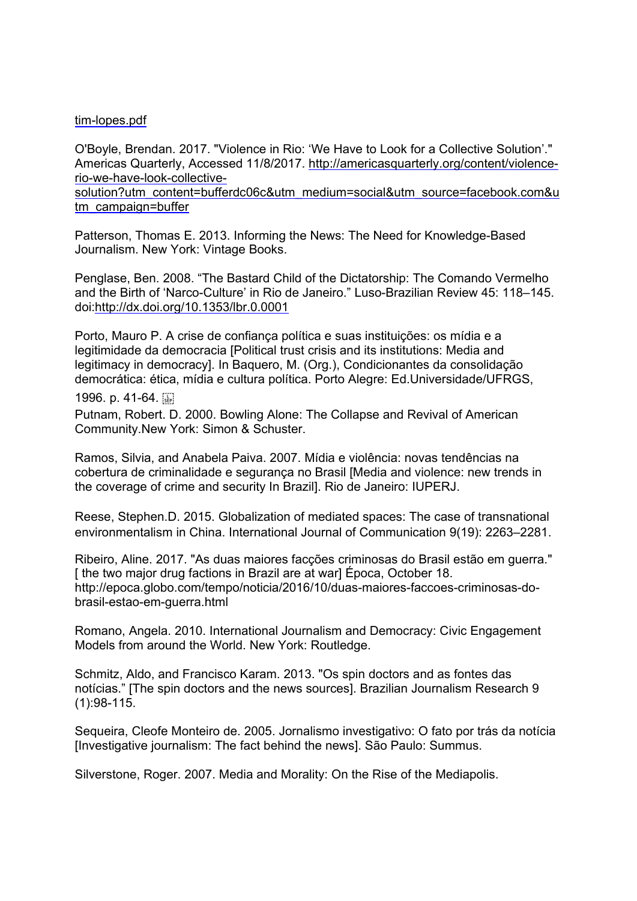tim-lopes.pdf

O'Boyle, Brendan. 2017. "Violence in Rio: 'We Have to Look for a Collective Solution'." Americas Quarterly, Accessed 11/8/2017. http://americasquarterly.org/content/violence-rio-we-have-look-collective-solution?utm_content=bufferdc06c&utm_medium=social&utm_source=facebook.com&utm_campaign=buffer

Patterson, Thomas E. 2013. Informing the News: The Need for Knowledge-Based Journalism. New York: Vintage Books.

Penglase, Ben. 2008. "The Bastard Child of the Dictatorship: The Comando Vermelho and the Birth of 'Narco-Culture' in Rio de Janeiro." Luso-Brazilian Review 45: 118–145. doi:http://dx.doi.org/10.1353/lbr.0.0001

Porto, Mauro P. A crise de confiança política e suas instituições: os mídia e a legitimidade da democracia [Political trust crisis and its institutions: Media and legitimacy in democracy]. In Baquero, M. (Org.), Condicionantes da consolidação democrática: ética, mídia e cultura política. Porto Alegre: Ed.Universidade/UFRGS, 1996. p. 41-64.

Putnam, Robert. D. 2000. Bowling Alone: The Collapse and Revival of American Community.New York: Simon & Schuster.

Ramos, Silvia, and Anabela Paiva. 2007. Mídia e violência: novas tendências na cobertura de criminalidade e segurança no Brasil [Media and violence: new trends in the coverage of crime and security In Brazil]. Rio de Janeiro: IUPERJ.

Reese, Stephen.D. 2015. Globalization of mediated spaces: The case of transnational environmentalism in China. International Journal of Communication 9(19): 2263–2281.

Ribeiro, Aline. 2017. "As duas maiores facções criminosas do Brasil estão em guerra." [ the two major drug factions in Brazil are at war] Época, October 18. http://epoca.globo.com/tempo/noticia/2016/10/duas-maiores-faccoes-criminosas-do-brasil-estao-em-guerra.html

Romano, Angela. 2010. International Journalism and Democracy: Civic Engagement Models from around the World. New York: Routledge.

Schmitz, Aldo, and Francisco Karam. 2013. "Os spin doctors and as fontes das notícias." [The spin doctors and the news sources]. Brazilian Journalism Research 9 (1):98-115.

Sequeira, Cleofe Monteiro de. 2005. Jornalismo investigativo: O fato por trás da notícia [Investigative journalism: The fact behind the news]. São Paulo: Summus.

Silverstone, Roger. 2007. Media and Morality: On the Rise of the Mediapolis.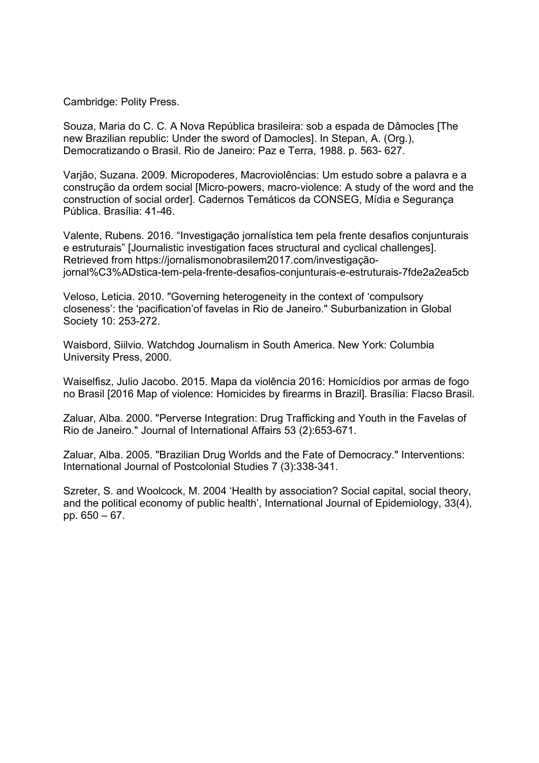Cambridge: Polity Press.

Souza, Maria do C. C. A Nova República brasileira: sob a espada de Dâmocles [The new Brazilian republic: Under the sword of Damocles]. In Stepan, A. (Org.), Democratizando o Brasil. Rio de Janeiro: Paz e Terra, 1988. p. 563- 627.

Varjão, Suzana. 2009. Micropoderes, Macroviolências: Um estudo sobre a palavra e a construção da ordem social [Micro-powers, macro-violence: A study of the word and the construction of social order]. Cadernos Temáticos da CONSEG, Mídia e Segurança Pública. Brasília: 41-46.

Valente, Rubens. 2016. “Investigação jornalística tem pela frente desafios conjunturais e estruturais” [Journalistic investigation faces structural and cyclical challenges]. Retrieved from https://jornalismonobrasilem2017.com/investigação-jornal%C3%ADstica-tem-pela-frente-desafios-conjunturais-e-estruturais-7fde2a2ea5cb

Veloso, Leticia. 2010. "Governing heterogeneity in the context of ‘compulsory closeness’: the ‘pacification’of favelas in Rio de Janeiro." Suburbanization in Global Society 10: 253-272.

Waisbord, Siilvio. Watchdog Journalism in South America. New York: Columbia University Press, 2000.

Waiselfisz, Julio Jacobo. 2015. Mapa da violência 2016: Homicídios por armas de fogo no Brasil [2016 Map of violence: Homicides by firearms in Brazil]. Brasília: Flacso Brasil.

Zaluar, Alba. 2000. "Perverse Integration: Drug Trafficking and Youth in the Favelas of Rio de Janeiro." Journal of International Affairs 53 (2):653-671.

Zaluar, Alba. 2005. "Brazilian Drug Worlds and the Fate of Democracy." Interventions: International Journal of Postcolonial Studies 7 (3):338-341.

Szreter, S. and Woolcock, M. 2004 ‘Health by association? Social capital, social theory, and the political economy of public health’, International Journal of Epidemiology, 33(4), pp. 650 – 67.